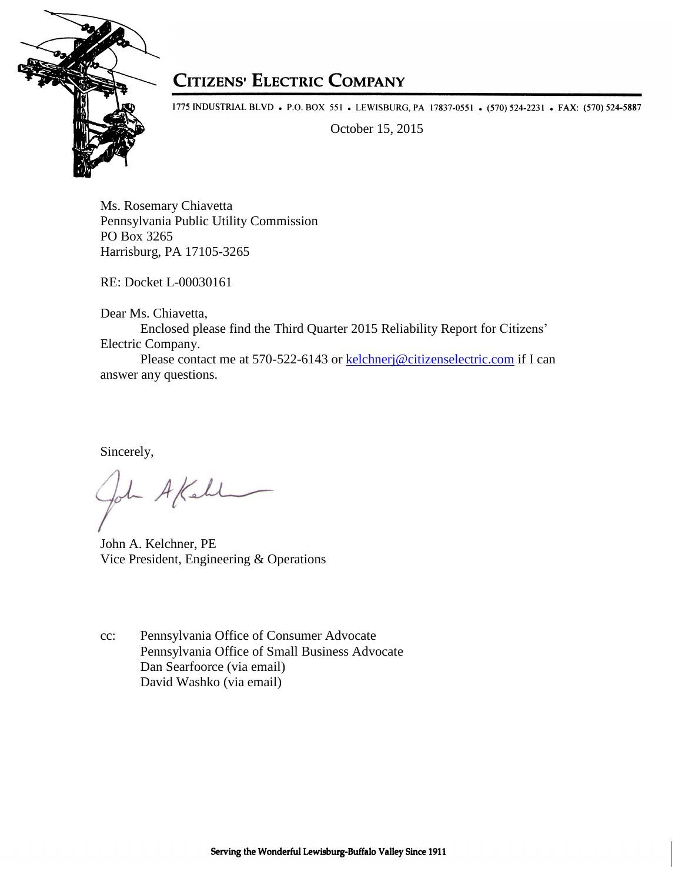# CITIZENS' ELECTRIC COMPANY

1775 INDUSTRIAL BLVD • P.O. BOX 551 • LEWISBURG, PA 17837-0551 • (570) 524-2231 • FAX: (570) 524-5887

October 15, 2015

Ms. Rosemary Chiavetta
Pennsylvania Public Utility Commission
PO Box 3265
Harrisburg, PA 17105-3265

RE: Docket L-00030161

Dear Ms. Chiavetta,

Enclosed please find the Third Quarter 2015 Reliability Report for Citizens' Electric Company.

Please contact me at 570-522-6143 or kelchnerj@citizenselectric.com if I can answer any questions.

Sincerely,

John A. Kelchner, PE
Vice President, Engineering & Operations

cc: Pennsylvania Office of Consumer Advocate
Pennsylvania Office of Small Business Advocate
Dan Searfoorce (via email)
David Washko (via email)

**Serving the Wonderful Lewisburg-Buffalo Valley Since 1911**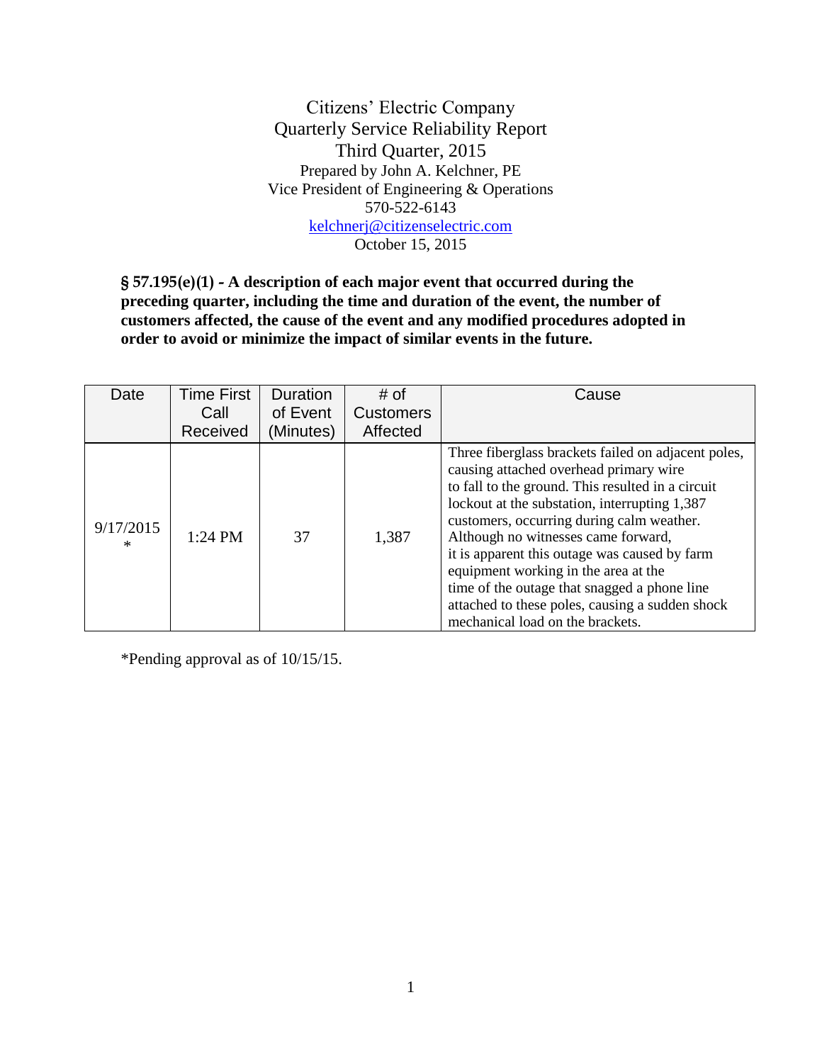# Citizens' Electric Company
## Quarterly Service Reliability Report
## Third Quarter, 2015

Prepared by John A. Kelchner, PE
Vice President of Engineering & Operations
570-522-6143
kelchnerj@citizenselectric.com
October 15, 2015

**§ 57.195(e)(1) - A description of each major event that occurred during the preceding quarter, including the time and duration of the event, the number of customers affected, the cause of the event and any modified procedures adopted in order to avoid or minimize the impact of similar events in the future.**

| Date | Time First Call Received | Duration of Event (Minutes) | # of Customers Affected | Cause |
|---|---|---|---|---|
| 9/17/2015 * | 1:24 PM | 37 | 1,387 | Three fiberglass brackets failed on adjacent poles, causing attached overhead primary wire to fall to the ground. This resulted in a circuit lockout at the substation, interrupting 1,387 customers, occurring during calm weather. Although no witnesses came forward, it is apparent this outage was caused by farm equipment working in the area at the time of the outage that snagged a phone line attached to these poles, causing a sudden shock mechanical load on the brackets. |

*Pending approval as of 10/15/15.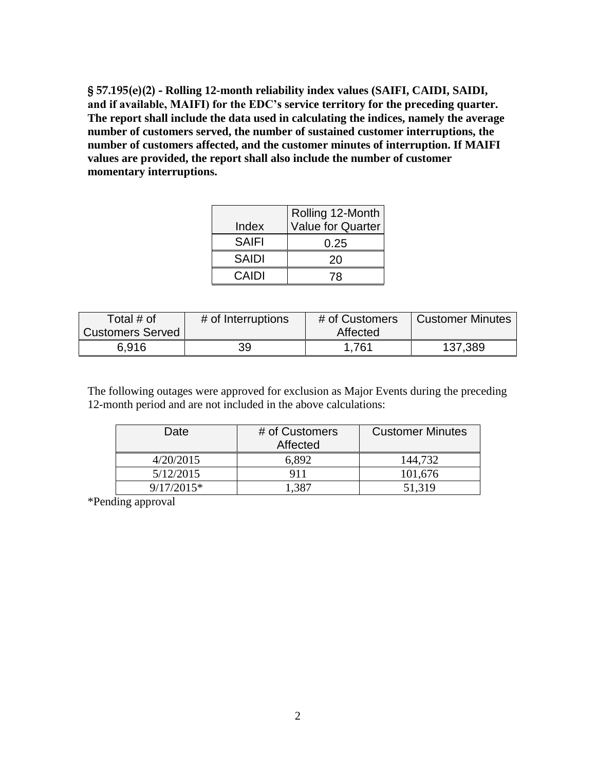**§ 57.195(e)(2) - Rolling 12-month reliability index values (SAIFI, CAIDI, SAIDI, and if available, MAIFI) for the EDC's service territory for the preceding quarter. The report shall include the data used in calculating the indices, namely the average number of customers served, the number of sustained customer interruptions, the number of customers affected, and the customer minutes of interruption. If MAIFI values are provided, the report shall also include the number of customer momentary interruptions.**

| Index | Rolling 12-Month Value for Quarter |
|---|---|
| SAIFI | 0.25 |
| SAIDI | 20 |
| CAIDI | 78 |

| Total # of Customers Served | # of Interruptions | # of Customers Affected | Customer Minutes |
|---|---|---|---|
| 6,916 | 39 | 1,761 | 137,389 |

The following outages were approved for exclusion as Major Events during the preceding 12-month period and are not included in the above calculations:

| Date | # of Customers Affected | Customer Minutes |
|---|---|---|
| 4/20/2015 | 6,892 | 144,732 |
| 5/12/2015 | 911 | 101,676 |
| 9/17/2015* | 1,387 | 51,319 |

*Pending approval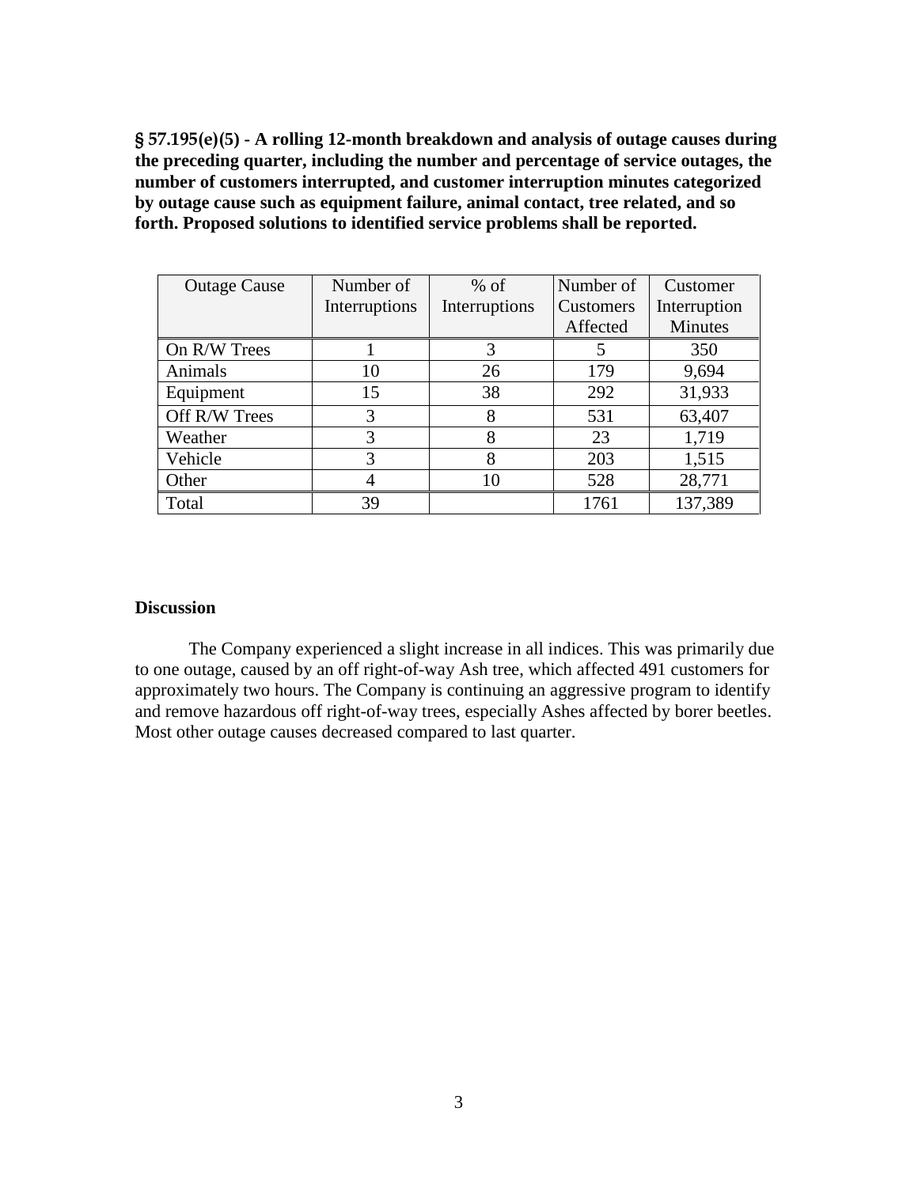**§ 57.195(e)(5) - A rolling 12-month breakdown and analysis of outage causes during the preceding quarter, including the number and percentage of service outages, the number of customers interrupted, and customer interruption minutes categorized by outage cause such as equipment failure, animal contact, tree related, and so forth. Proposed solutions to identified service problems shall be reported.**

| Outage Cause | Number of Interruptions | % of Interruptions | Number of Customers Affected | Customer Interruption Minutes |
|---|---|---|---|---|
| On R/W Trees | 1 | 3 | 5 | 350 |
| Animals | 10 | 26 | 179 | 9,694 |
| Equipment | 15 | 38 | 292 | 31,933 |
| Off R/W Trees | 3 | 8 | 531 | 63,407 |
| Weather | 3 | 8 | 23 | 1,719 |
| Vehicle | 3 | 8 | 203 | 1,515 |
| Other | 4 | 10 | 528 | 28,771 |
| Total | 39 | | 1761 | 137,389 |

**Discussion**

The Company experienced a slight increase in all indices. This was primarily due to one outage, caused by an off right-of-way Ash tree, which affected 491 customers for approximately two hours. The Company is continuing an aggressive program to identify and remove hazardous off right-of-way trees, especially Ashes affected by borer beetles. Most other outage causes decreased compared to last quarter.